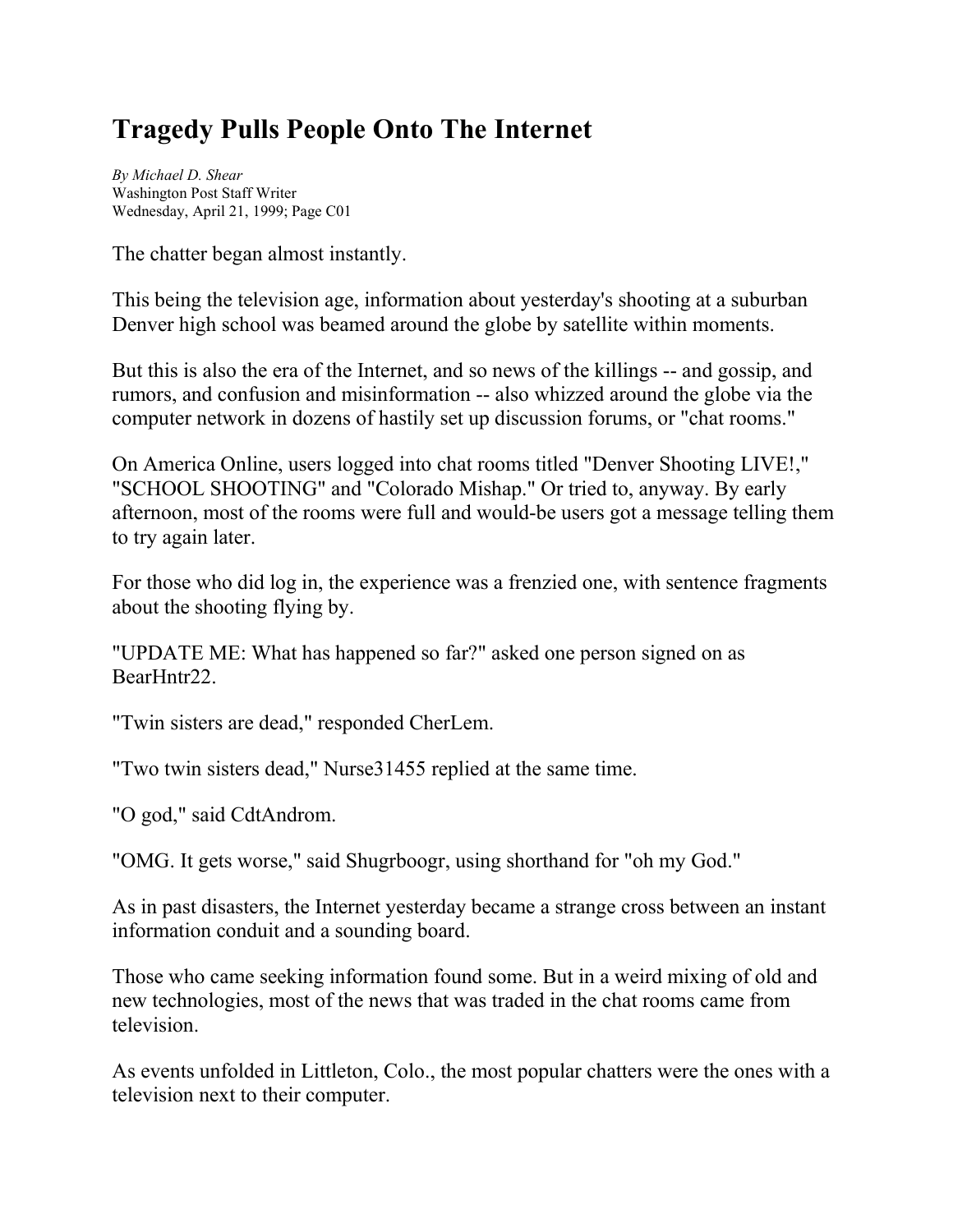# Tragedy Pulls People Onto The Internet

*By Michael D. Shear*
Washington Post Staff Writer
Wednesday, April 21, 1999; Page C01

The chatter began almost instantly.

This being the television age, information about yesterday's shooting at a suburban Denver high school was beamed around the globe by satellite within moments.

But this is also the era of the Internet, and so news of the killings -- and gossip, and rumors, and confusion and misinformation -- also whizzed around the globe via the computer network in dozens of hastily set up discussion forums, or "chat rooms."

On America Online, users logged into chat rooms titled "Denver Shooting LIVE!," "SCHOOL SHOOTING" and "Colorado Mishap." Or tried to, anyway. By early afternoon, most of the rooms were full and would-be users got a message telling them to try again later.

For those who did log in, the experience was a frenzied one, with sentence fragments about the shooting flying by.

"UPDATE ME: What has happened so far?" asked one person signed on as BearHntr22.

"Twin sisters are dead," responded CherLem.

"Two twin sisters dead," Nurse31455 replied at the same time.

"O god," said CdtAndrom.

"OMG. It gets worse," said Shugrboogr, using shorthand for "oh my God."

As in past disasters, the Internet yesterday became a strange cross between an instant information conduit and a sounding board.

Those who came seeking information found some. But in a weird mixing of old and new technologies, most of the news that was traded in the chat rooms came from television.

As events unfolded in Littleton, Colo., the most popular chatters were the ones with a television next to their computer.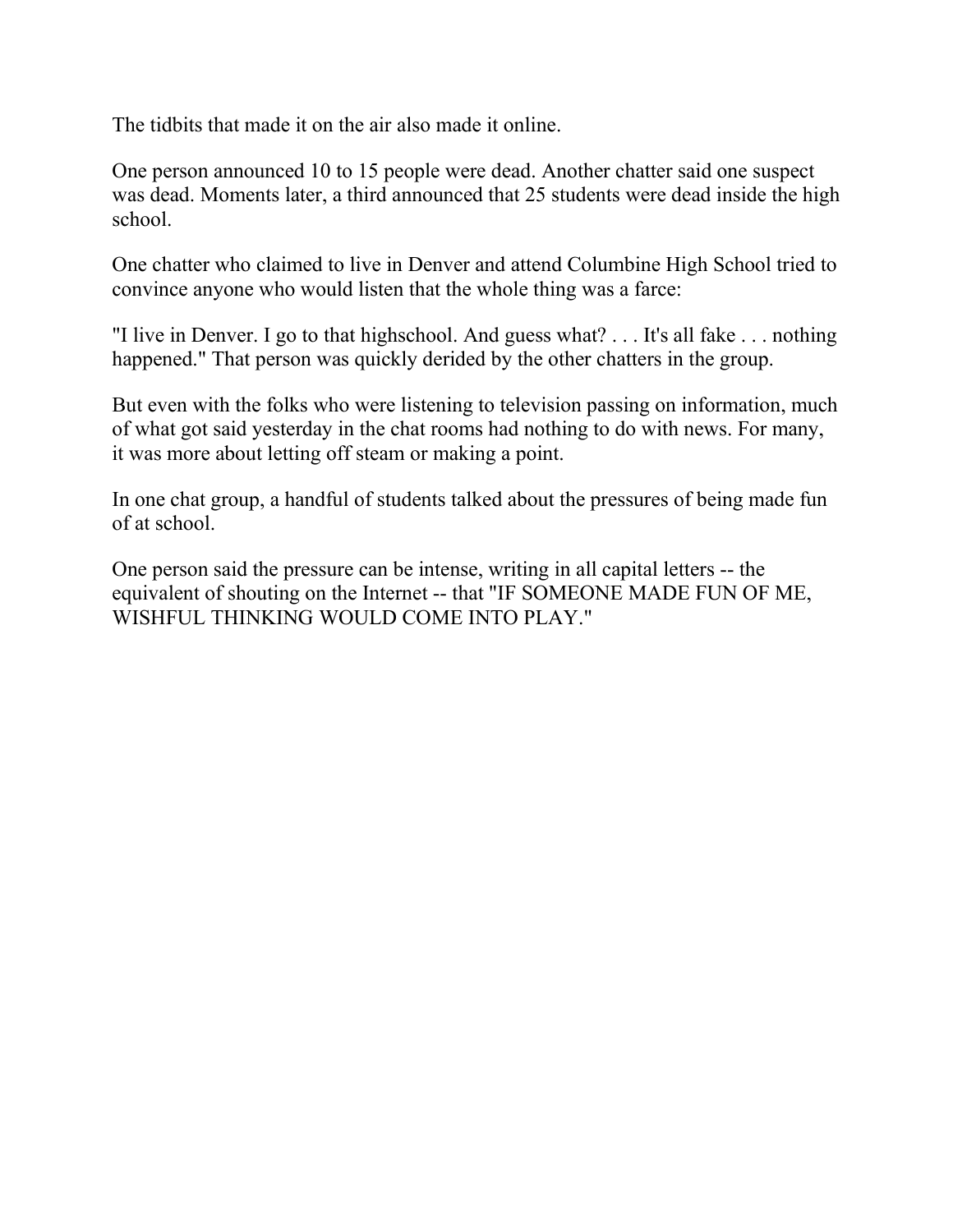The tidbits that made it on the air also made it online.

One person announced 10 to 15 people were dead. Another chatter said one suspect was dead. Moments later, a third announced that 25 students were dead inside the high school.

One chatter who claimed to live in Denver and attend Columbine High School tried to convince anyone who would listen that the whole thing was a farce:

"I live in Denver. I go to that highschool. And guess what? . . . It's all fake . . . nothing happened." That person was quickly derided by the other chatters in the group.

But even with the folks who were listening to television passing on information, much of what got said yesterday in the chat rooms had nothing to do with news. For many, it was more about letting off steam or making a point.

In one chat group, a handful of students talked about the pressures of being made fun of at school.

One person said the pressure can be intense, writing in all capital letters -- the equivalent of shouting on the Internet -- that "IF SOMEONE MADE FUN OF ME, WISHFUL THINKING WOULD COME INTO PLAY."